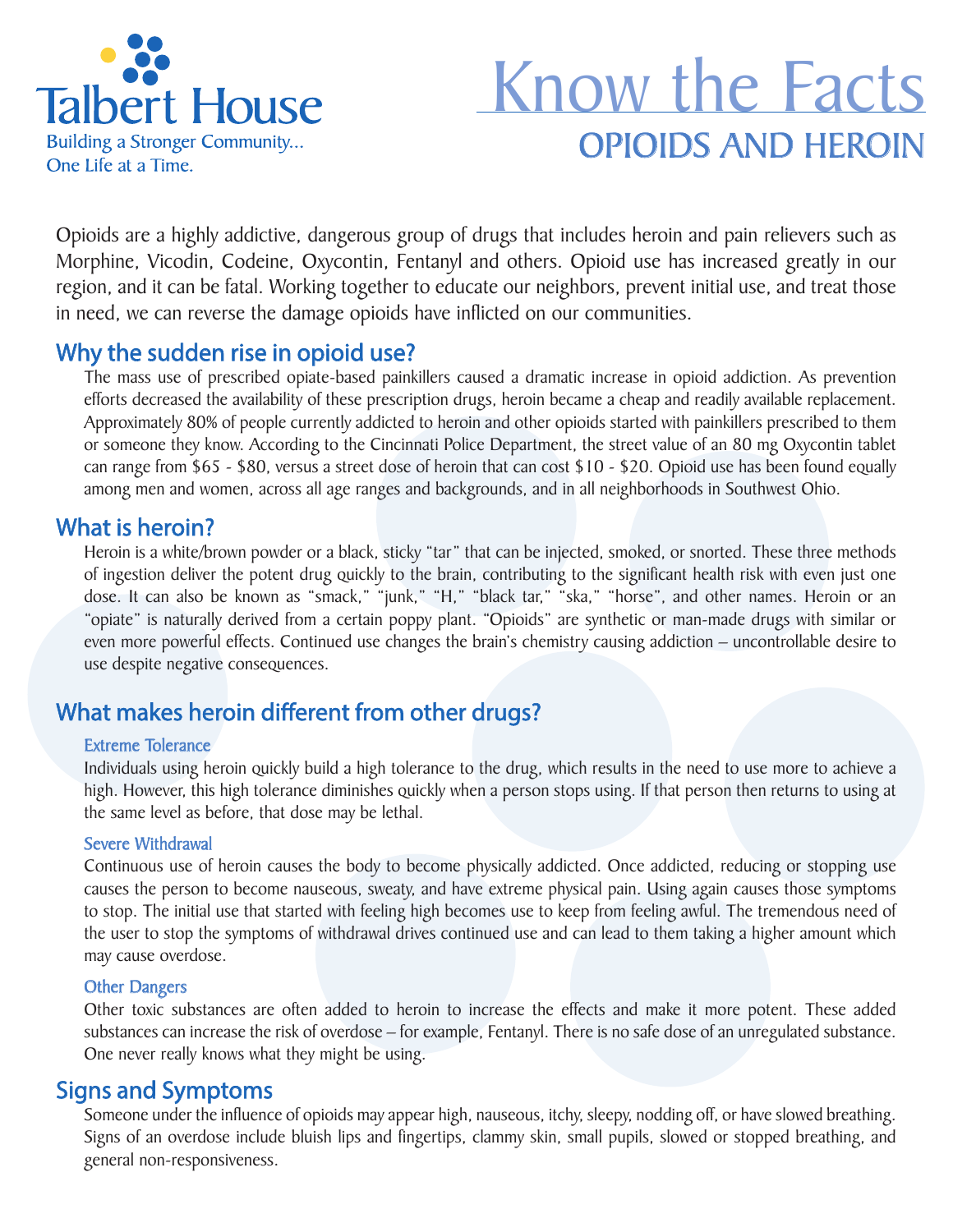Talbert House

Building a Stronger Community...
One Life at a Time.

# Know the Facts

## OPIOIDS AND HEROIN

Opioids are a highly addictive, dangerous group of drugs that includes heroin and pain relievers such as Morphine, Vicodin, Codeine, Oxycontin, Fentanyl and others. Opioid use has increased greatly in our region, and it can be fatal. Working together to educate our neighbors, prevent initial use, and treat those in need, we can reverse the damage opioids have inflicted on our communities.

## Why the sudden rise in opioid use?

The mass use of prescribed opiate-based painkillers caused a dramatic increase in opioid addiction. As prevention efforts decreased the availability of these prescription drugs, heroin became a cheap and readily available replacement. Approximately 80% of people currently addicted to heroin and other opioids started with painkillers prescribed to them or someone they know. According to the Cincinnati Police Department, the street value of an 80 mg Oxycontin tablet can range from $65 - $80, versus a street dose of heroin that can cost $10 - $20. Opioid use has been found equally among men and women, across all age ranges and backgrounds, and in all neighborhoods in Southwest Ohio.

## What is heroin?

Heroin is a white/brown powder or a black, sticky "tar" that can be injected, smoked, or snorted. These three methods of ingestion deliver the potent drug quickly to the brain, contributing to the significant health risk with even just one dose. It can also be known as "smack," "junk," "H," "black tar," "ska," "horse", and other names. Heroin or an "opiate" is naturally derived from a certain poppy plant. "Opioids" are synthetic or man-made drugs with similar or even more powerful effects. Continued use changes the brain's chemistry causing addiction – uncontrollable desire to use despite negative consequences.

## What makes heroin different from other drugs?

### Extreme Tolerance

Individuals using heroin quickly build a high tolerance to the drug, which results in the need to use more to achieve a high. However, this high tolerance diminishes quickly when a person stops using. If that person then returns to using at the same level as before, that dose may be lethal.

### Severe Withdrawal

Continuous use of heroin causes the body to become physically addicted. Once addicted, reducing or stopping use causes the person to become nauseous, sweaty, and have extreme physical pain. Using again causes those symptoms to stop. The initial use that started with feeling high becomes use to keep from feeling awful. The tremendous need of the user to stop the symptoms of withdrawal drives continued use and can lead to them taking a higher amount which may cause overdose.

### Other Dangers

Other toxic substances are often added to heroin to increase the effects and make it more potent. These added substances can increase the risk of overdose – for example, Fentanyl. There is no safe dose of an unregulated substance. One never really knows what they might be using.

## Signs and Symptoms

Someone under the influence of opioids may appear high, nauseous, itchy, sleepy, nodding off, or have slowed breathing. Signs of an overdose include bluish lips and fingertips, clammy skin, small pupils, slowed or stopped breathing, and general non-responsiveness.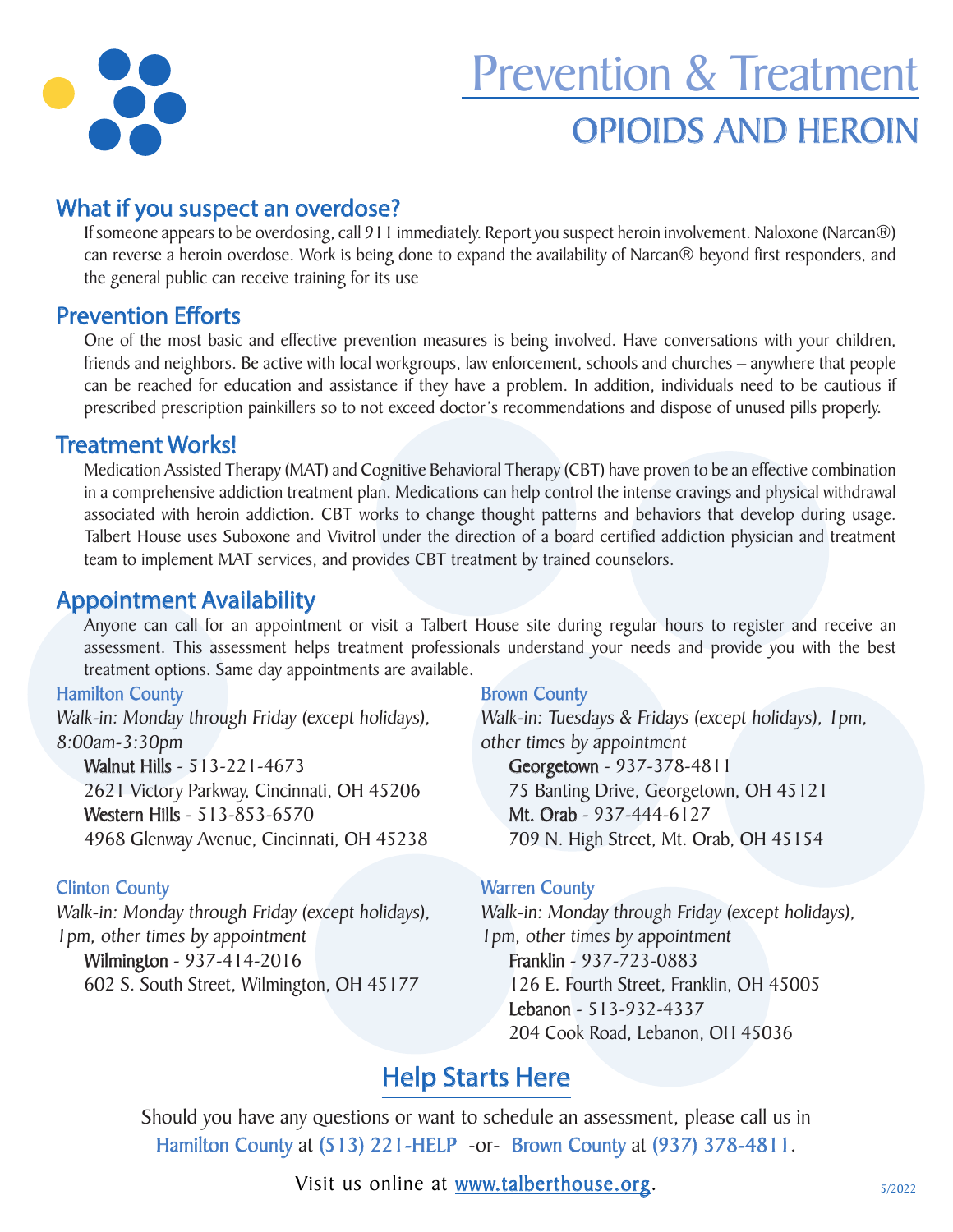# Prevention & Treatment

## OPIOIDS AND HEROIN

### What if you suspect an overdose?

If someone appears to be overdosing, call 911 immediately. Report you suspect heroin involvement. Naloxone (Narcan®) can reverse a heroin overdose. Work is being done to expand the availability of Narcan® beyond first responders, and the general public can receive training for its use

### Prevention Efforts

One of the most basic and effective prevention measures is being involved. Have conversations with your children, friends and neighbors. Be active with local workgroups, law enforcement, schools and churches – anywhere that people can be reached for education and assistance if they have a problem. In addition, individuals need to be cautious if prescribed prescription painkillers so to not exceed doctor's recommendations and dispose of unused pills properly.

### Treatment Works!

Medication Assisted Therapy (MAT) and Cognitive Behavioral Therapy (CBT) have proven to be an effective combination in a comprehensive addiction treatment plan. Medications can help control the intense cravings and physical withdrawal associated with heroin addiction. CBT works to change thought patterns and behaviors that develop during usage. Talbert House uses Suboxone and Vivitrol under the direction of a board certified addiction physician and treatment team to implement MAT services, and provides CBT treatment by trained counselors.

### Appointment Availability

Anyone can call for an appointment or visit a Talbert House site during regular hours to register and receive an assessment. This assessment helps treatment professionals understand your needs and provide you with the best treatment options. Same day appointments are available.

**Hamilton County**

*Walk-in: Monday through Friday (except holidays), 8:00am-3:30pm*

Walnut Hills - 513-221-4673
2621 Victory Parkway, Cincinnati, OH 45206

Western Hills - 513-853-6570
4968 Glenway Avenue, Cincinnati, OH 45238

**Clinton County**

*Walk-in: Monday through Friday (except holidays), 1pm, other times by appointment*

Wilmington - 937-414-2016
602 S. South Street, Wilmington, OH 45177

**Brown County**

*Walk-in: Tuesdays & Fridays (except holidays), 1pm, other times by appointment*

Georgetown - 937-378-4811
75 Banting Drive, Georgetown, OH 45121

Mt. Orab - 937-444-6127
709 N. High Street, Mt. Orab, OH 45154

**Warren County**

*Walk-in: Monday through Friday (except holidays), 1pm, other times by appointment*

Franklin - 937-723-0883
126 E. Fourth Street, Franklin, OH 45005

Lebanon - 513-932-4337
204 Cook Road, Lebanon, OH 45036

### Help Starts Here

Should you have any questions or want to schedule an assessment, please call us in Hamilton County at (513) 221-HELP -or- Brown County at (937) 378-4811.

Visit us online at www.talberthouse.org.

5/2022